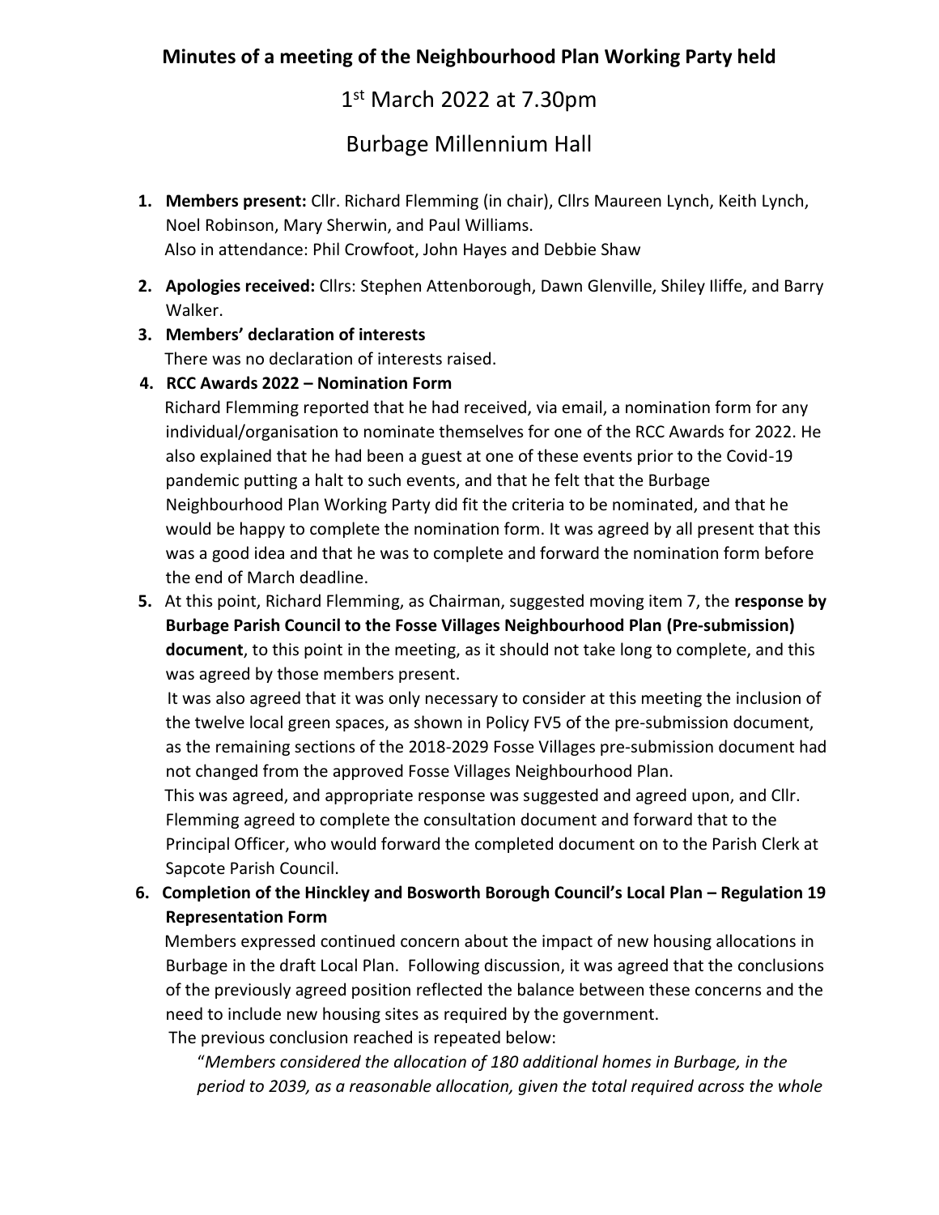# Minutes of a meeting of the Neighbourhood Plan Working Party held

1st March 2022 at 7.30pm

Burbage Millennium Hall

1. **Members present:** Cllr. Richard Flemming (in chair), Cllrs Maureen Lynch, Keith Lynch, Noel Robinson, Mary Sherwin, and Paul Williams.
   Also in attendance: Phil Crowfoot, John Hayes and Debbie Shaw

2. **Apologies received:** Cllrs: Stephen Attenborough, Dawn Glenville, Shiley Iliffe, and Barry Walker.

3. **Members' declaration of interests**
   There was no declaration of interests raised.

4. **RCC Awards 2022 – Nomination Form**
   Richard Flemming reported that he had received, via email, a nomination form for any individual/organisation to nominate themselves for one of the RCC Awards for 2022. He also explained that he had been a guest at one of these events prior to the Covid-19 pandemic putting a halt to such events, and that he felt that the Burbage Neighbourhood Plan Working Party did fit the criteria to be nominated, and that he would be happy to complete the nomination form. It was agreed by all present that this was a good idea and that he was to complete and forward the nomination form before the end of March deadline.

5. At this point, Richard Flemming, as Chairman, suggested moving item 7, the **response by Burbage Parish Council to the Fosse Villages Neighbourhood Plan (Pre-submission) document**, to this point in the meeting, as it should not take long to complete, and this was agreed by those members present.
   It was also agreed that it was only necessary to consider at this meeting the inclusion of the twelve local green spaces, as shown in Policy FV5 of the pre-submission document, as the remaining sections of the 2018-2029 Fosse Villages pre-submission document had not changed from the approved Fosse Villages Neighbourhood Plan.
   This was agreed, and appropriate response was suggested and agreed upon, and Cllr. Flemming agreed to complete the consultation document and forward that to the Principal Officer, who would forward the completed document on to the Parish Clerk at Sapcote Parish Council.

6. **Completion of the Hinckley and Bosworth Borough Council's Local Plan – Regulation 19 Representation Form**
   Members expressed continued concern about the impact of new housing allocations in Burbage in the draft Local Plan. Following discussion, it was agreed that the conclusions of the previously agreed position reflected the balance between these concerns and the need to include new housing sites as required by the government.
   The previous conclusion reached is repeated below:
   "*Members considered the allocation of 180 additional homes in Burbage, in the period to 2039, as a reasonable allocation, given the total required across the whole*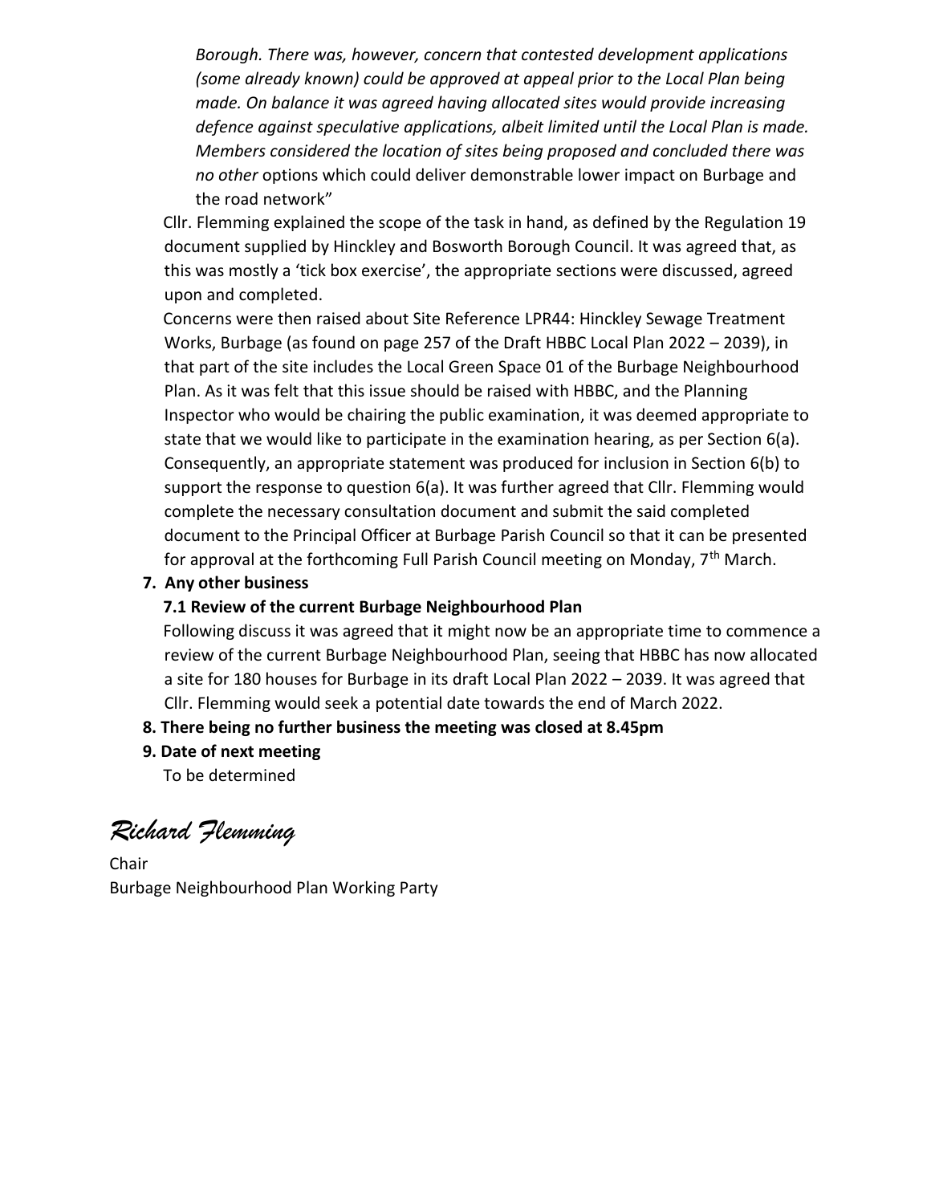*Borough. There was, however, concern that contested development applications (some already known) could be approved at appeal prior to the Local Plan being made. On balance it was agreed having allocated sites would provide increasing defence against speculative applications, albeit limited until the Local Plan is made. Members considered the location of sites being proposed and concluded there was no other* options which could deliver demonstrable lower impact on Burbage and the road network"

Cllr. Flemming explained the scope of the task in hand, as defined by the Regulation 19 document supplied by Hinckley and Bosworth Borough Council. It was agreed that, as this was mostly a 'tick box exercise', the appropriate sections were discussed, agreed upon and completed.

Concerns were then raised about Site Reference LPR44: Hinckley Sewage Treatment Works, Burbage (as found on page 257 of the Draft HBBC Local Plan 2022 – 2039), in that part of the site includes the Local Green Space 01 of the Burbage Neighbourhood Plan. As it was felt that this issue should be raised with HBBC, and the Planning Inspector who would be chairing the public examination, it was deemed appropriate to state that we would like to participate in the examination hearing, as per Section 6(a). Consequently, an appropriate statement was produced for inclusion in Section 6(b) to support the response to question 6(a). It was further agreed that Cllr. Flemming would complete the necessary consultation document and submit the said completed document to the Principal Officer at Burbage Parish Council so that it can be presented for approval at the forthcoming Full Parish Council meeting on Monday, 7th March.

**7. Any other business**

**7.1 Review of the current Burbage Neighbourhood Plan**

Following discuss it was agreed that it might now be an appropriate time to commence a review of the current Burbage Neighbourhood Plan, seeing that HBBC has now allocated a site for 180 houses for Burbage in its draft Local Plan 2022 – 2039. It was agreed that Cllr. Flemming would seek a potential date towards the end of March 2022.

**8. There being no further business the meeting was closed at 8.45pm**

**9. Date of next meeting**

To be determined

*Richard Flemming*

Chair
Burbage Neighbourhood Plan Working Party